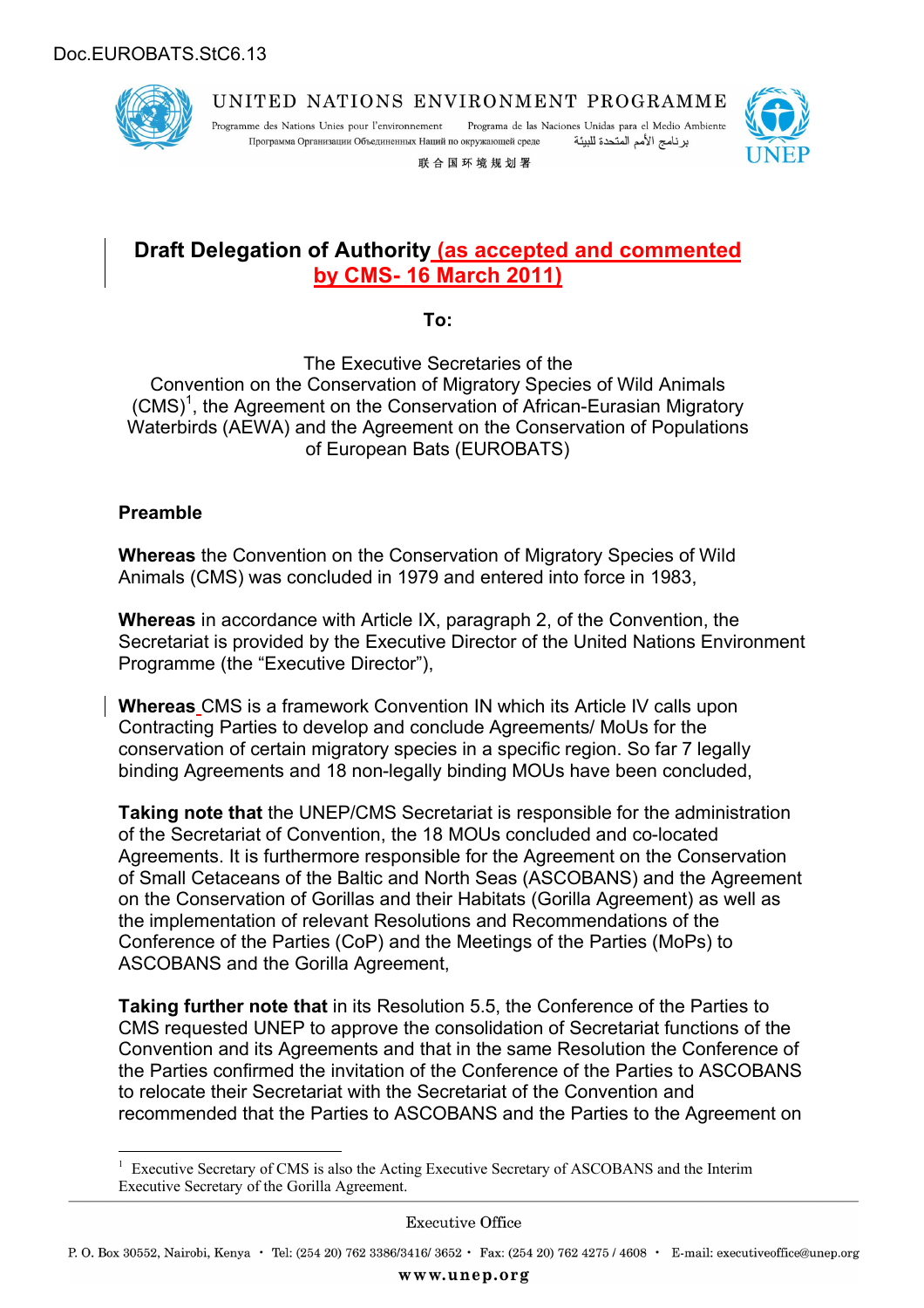Doc.EUROBATS.StC6.13

UNITED NATIONS ENVIRONMENT PROGRAMME

Programme des Nations Unies pour l'environnement Programa de las Naciones Unidas para el Medio Ambiente
Программа Организации Объединенных Наций по окружающей среде برنامج الأمم المتحدة للبيئة
联合国环境规划署

UNEP

# Draft Delegation of Authority (as accepted and commented by CMS- 16 March 2011)

**To:**

The Executive Secretaries of the Convention on the Conservation of Migratory Species of Wild Animals (CMS)[1], the Agreement on the Conservation of African-Eurasian Migratory Waterbirds (AEWA) and the Agreement on the Conservation of Populations of European Bats (EUROBATS)

## Preamble

**Whereas** the Convention on the Conservation of Migratory Species of Wild Animals (CMS) was concluded in 1979 and entered into force in 1983,

**Whereas** in accordance with Article IX, paragraph 2, of the Convention, the Secretariat is provided by the Executive Director of the United Nations Environment Programme (the "Executive Director"),

**Whereas** CMS is a framework Convention IN which its Article IV calls upon Contracting Parties to develop and conclude Agreements/ MoUs for the conservation of certain migratory species in a specific region. So far 7 legally binding Agreements and 18 non-legally binding MOUs have been concluded,

**Taking note that** the UNEP/CMS Secretariat is responsible for the administration of the Secretariat of Convention, the 18 MOUs concluded and co-located Agreements. It is furthermore responsible for the Agreement on the Conservation of Small Cetaceans of the Baltic and North Seas (ASCOBANS) and the Agreement on the Conservation of Gorillas and their Habitats (Gorilla Agreement) as well as the implementation of relevant Resolutions and Recommendations of the Conference of the Parties (CoP) and the Meetings of the Parties (MoPs) to ASCOBANS and the Gorilla Agreement,

**Taking further note that** in its Resolution 5.5, the Conference of the Parties to CMS requested UNEP to approve the consolidation of Secretariat functions of the Convention and its Agreements and that in the same Resolution the Conference of the Parties confirmed the invitation of the Conference of the Parties to ASCOBANS to relocate their Secretariat with the Secretariat of the Convention and recommended that the Parties to ASCOBANS and the Parties to the Agreement on

[1] Executive Secretary of CMS is also the Acting Executive Secretary of ASCOBANS and the Interim Executive Secretary of the Gorilla Agreement.

Executive Office

P. O. Box 30552, Nairobi, Kenya • Tel: (254 20) 762 3386/3416/ 3652 • Fax: (254 20) 762 4275 / 4608 • E-mail: executiveoffice@unep.org

www.unep.org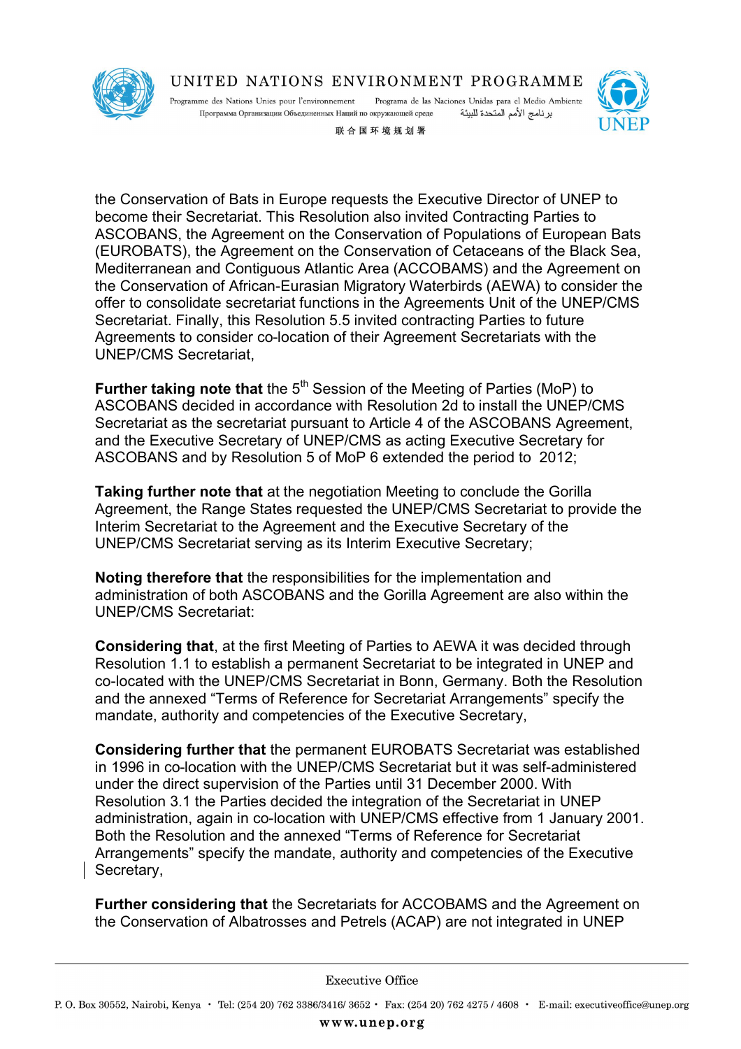the Conservation of Bats in Europe requests the Executive Director of UNEP to become their Secretariat. This Resolution also invited Contracting Parties to ASCOBANS, the Agreement on the Conservation of Populations of European Bats (EUROBATS), the Agreement on the Conservation of Cetaceans of the Black Sea, Mediterranean and Contiguous Atlantic Area (ACCOBAMS) and the Agreement on the Conservation of African-Eurasian Migratory Waterbirds (AEWA) to consider the offer to consolidate secretariat functions in the Agreements Unit of the UNEP/CMS Secretariat. Finally, this Resolution 5.5 invited contracting Parties to future Agreements to consider co-location of their Agreement Secretariats with the UNEP/CMS Secretariat,

**Further taking note that** the 5th Session of the Meeting of Parties (MoP) to ASCOBANS decided in accordance with Resolution 2d to install the UNEP/CMS Secretariat as the secretariat pursuant to Article 4 of the ASCOBANS Agreement, and the Executive Secretary of UNEP/CMS as acting Executive Secretary for ASCOBANS and by Resolution 5 of MoP 6 extended the period to 2012;

**Taking further note that** at the negotiation Meeting to conclude the Gorilla Agreement, the Range States requested the UNEP/CMS Secretariat to provide the Interim Secretariat to the Agreement and the Executive Secretary of the UNEP/CMS Secretariat serving as its Interim Executive Secretary;

**Noting therefore that** the responsibilities for the implementation and administration of both ASCOBANS and the Gorilla Agreement are also within the UNEP/CMS Secretariat:

**Considering that**, at the first Meeting of Parties to AEWA it was decided through Resolution 1.1 to establish a permanent Secretariat to be integrated in UNEP and co-located with the UNEP/CMS Secretariat in Bonn, Germany. Both the Resolution and the annexed "Terms of Reference for Secretariat Arrangements" specify the mandate, authority and competencies of the Executive Secretary,

**Considering further that** the permanent EUROBATS Secretariat was established in 1996 in co-location with the UNEP/CMS Secretariat but it was self-administered under the direct supervision of the Parties until 31 December 2000. With Resolution 3.1 the Parties decided the integration of the Secretariat in UNEP administration, again in co-location with UNEP/CMS effective from 1 January 2001. Both the Resolution and the annexed "Terms of Reference for Secretariat Arrangements" specify the mandate, authority and competencies of the Executive Secretary,

**Further considering that** the Secretariats for ACCOBAMS and the Agreement on the Conservation of Albatrosses and Petrels (ACAP) are not integrated in UNEP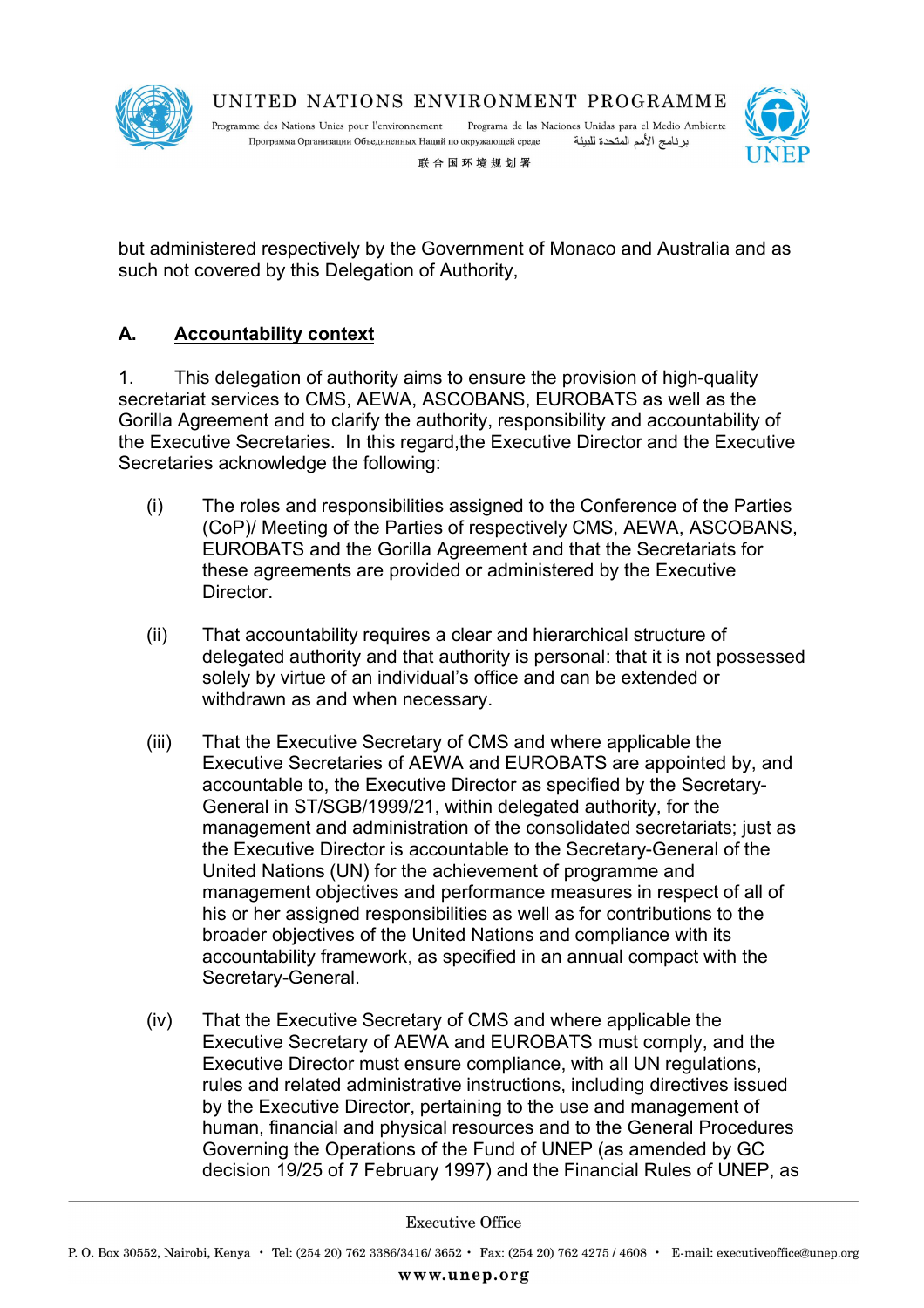but administered respectively by the Government of Monaco and Australia and as such not covered by this Delegation of Authority,

## A. Accountability context

1. This delegation of authority aims to ensure the provision of high-quality secretariat services to CMS, AEWA, ASCOBANS, EUROBATS as well as the Gorilla Agreement and to clarify the authority, responsibility and accountability of the Executive Secretaries. In this regard,the Executive Director and the Executive Secretaries acknowledge the following:

(i) The roles and responsibilities assigned to the Conference of the Parties (CoP)/ Meeting of the Parties of respectively CMS, AEWA, ASCOBANS, EUROBATS and the Gorilla Agreement and that the Secretariats for these agreements are provided or administered by the Executive Director.

(ii) That accountability requires a clear and hierarchical structure of delegated authority and that authority is personal: that it is not possessed solely by virtue of an individual's office and can be extended or withdrawn as and when necessary.

(iii) That the Executive Secretary of CMS and where applicable the Executive Secretaries of AEWA and EUROBATS are appointed by, and accountable to, the Executive Director as specified by the Secretary-General in ST/SGB/1999/21, within delegated authority, for the management and administration of the consolidated secretariats; just as the Executive Director is accountable to the Secretary-General of the United Nations (UN) for the achievement of programme and management objectives and performance measures in respect of all of his or her assigned responsibilities as well as for contributions to the broader objectives of the United Nations and compliance with its accountability framework, as specified in an annual compact with the Secretary-General.

(iv) That the Executive Secretary of CMS and where applicable the Executive Secretary of AEWA and EUROBATS must comply, and the Executive Director must ensure compliance, with all UN regulations, rules and related administrative instructions, including directives issued by the Executive Director, pertaining to the use and management of human, financial and physical resources and to the General Procedures Governing the Operations of the Fund of UNEP (as amended by GC decision 19/25 of 7 February 1997) and the Financial Rules of UNEP, as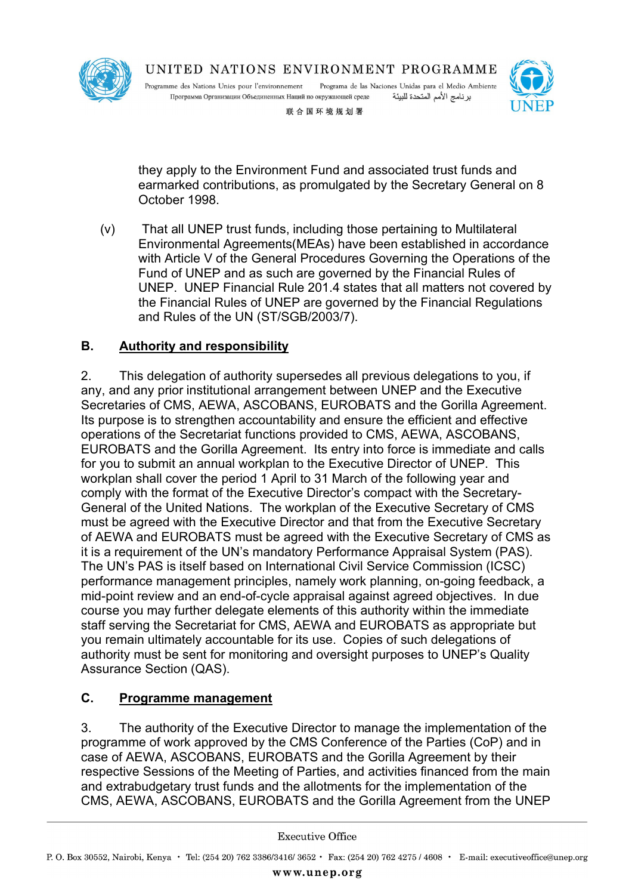they apply to the Environment Fund and associated trust funds and earmarked contributions, as promulgated by the Secretary General on 8 October 1998.

(v) That all UNEP trust funds, including those pertaining to Multilateral Environmental Agreements(MEAs) have been established in accordance with Article V of the General Procedures Governing the Operations of the Fund of UNEP and as such are governed by the Financial Rules of UNEP. UNEP Financial Rule 201.4 states that all matters not covered by the Financial Rules of UNEP are governed by the Financial Regulations and Rules of the UN (ST/SGB/2003/7).

## B. Authority and responsibility

2. This delegation of authority supersedes all previous delegations to you, if any, and any prior institutional arrangement between UNEP and the Executive Secretaries of CMS, AEWA, ASCOBANS, EUROBATS and the Gorilla Agreement. Its purpose is to strengthen accountability and ensure the efficient and effective operations of the Secretariat functions provided to CMS, AEWA, ASCOBANS, EUROBATS and the Gorilla Agreement. Its entry into force is immediate and calls for you to submit an annual workplan to the Executive Director of UNEP. This workplan shall cover the period 1 April to 31 March of the following year and comply with the format of the Executive Director's compact with the Secretary-General of the United Nations. The workplan of the Executive Secretary of CMS must be agreed with the Executive Director and that from the Executive Secretary of AEWA and EUROBATS must be agreed with the Executive Secretary of CMS as it is a requirement of the UN's mandatory Performance Appraisal System (PAS). The UN's PAS is itself based on International Civil Service Commission (ICSC) performance management principles, namely work planning, on-going feedback, a mid-point review and an end-of-cycle appraisal against agreed objectives. In due course you may further delegate elements of this authority within the immediate staff serving the Secretariat for CMS, AEWA and EUROBATS as appropriate but you remain ultimately accountable for its use. Copies of such delegations of authority must be sent for monitoring and oversight purposes to UNEP's Quality Assurance Section (QAS).

## C. Programme management

3. The authority of the Executive Director to manage the implementation of the programme of work approved by the CMS Conference of the Parties (CoP) and in case of AEWA, ASCOBANS, EUROBATS and the Gorilla Agreement by their respective Sessions of the Meeting of Parties, and activities financed from the main and extrabudgetary trust funds and the allotments for the implementation of the CMS, AEWA, ASCOBANS, EUROBATS and the Gorilla Agreement from the UNEP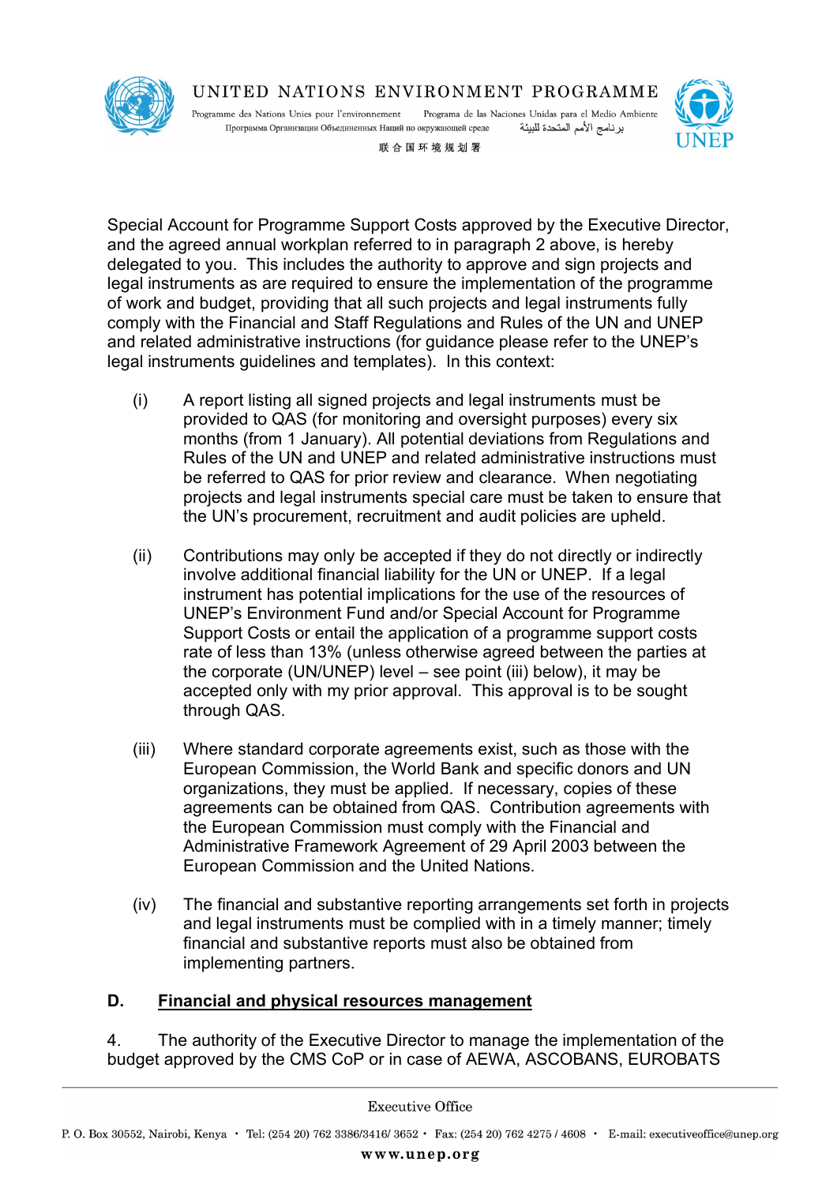Special Account for Programme Support Costs approved by the Executive Director, and the agreed annual workplan referred to in paragraph 2 above, is hereby delegated to you. This includes the authority to approve and sign projects and legal instruments as are required to ensure the implementation of the programme of work and budget, providing that all such projects and legal instruments fully comply with the Financial and Staff Regulations and Rules of the UN and UNEP and related administrative instructions (for guidance please refer to the UNEP's legal instruments guidelines and templates). In this context:

(i) A report listing all signed projects and legal instruments must be provided to QAS (for monitoring and oversight purposes) every six months (from 1 January). All potential deviations from Regulations and Rules of the UN and UNEP and related administrative instructions must be referred to QAS for prior review and clearance. When negotiating projects and legal instruments special care must be taken to ensure that the UN's procurement, recruitment and audit policies are upheld.

(ii) Contributions may only be accepted if they do not directly or indirectly involve additional financial liability for the UN or UNEP. If a legal instrument has potential implications for the use of the resources of UNEP's Environment Fund and/or Special Account for Programme Support Costs or entail the application of a programme support costs rate of less than 13% (unless otherwise agreed between the parties at the corporate (UN/UNEP) level – see point (iii) below), it may be accepted only with my prior approval. This approval is to be sought through QAS.

(iii) Where standard corporate agreements exist, such as those with the European Commission, the World Bank and specific donors and UN organizations, they must be applied. If necessary, copies of these agreements can be obtained from QAS. Contribution agreements with the European Commission must comply with the Financial and Administrative Framework Agreement of 29 April 2003 between the European Commission and the United Nations.

(iv) The financial and substantive reporting arrangements set forth in projects and legal instruments must be complied with in a timely manner; timely financial and substantive reports must also be obtained from implementing partners.

## D. Financial and physical resources management

4. The authority of the Executive Director to manage the implementation of the budget approved by the CMS CoP or in case of AEWA, ASCOBANS, EUROBATS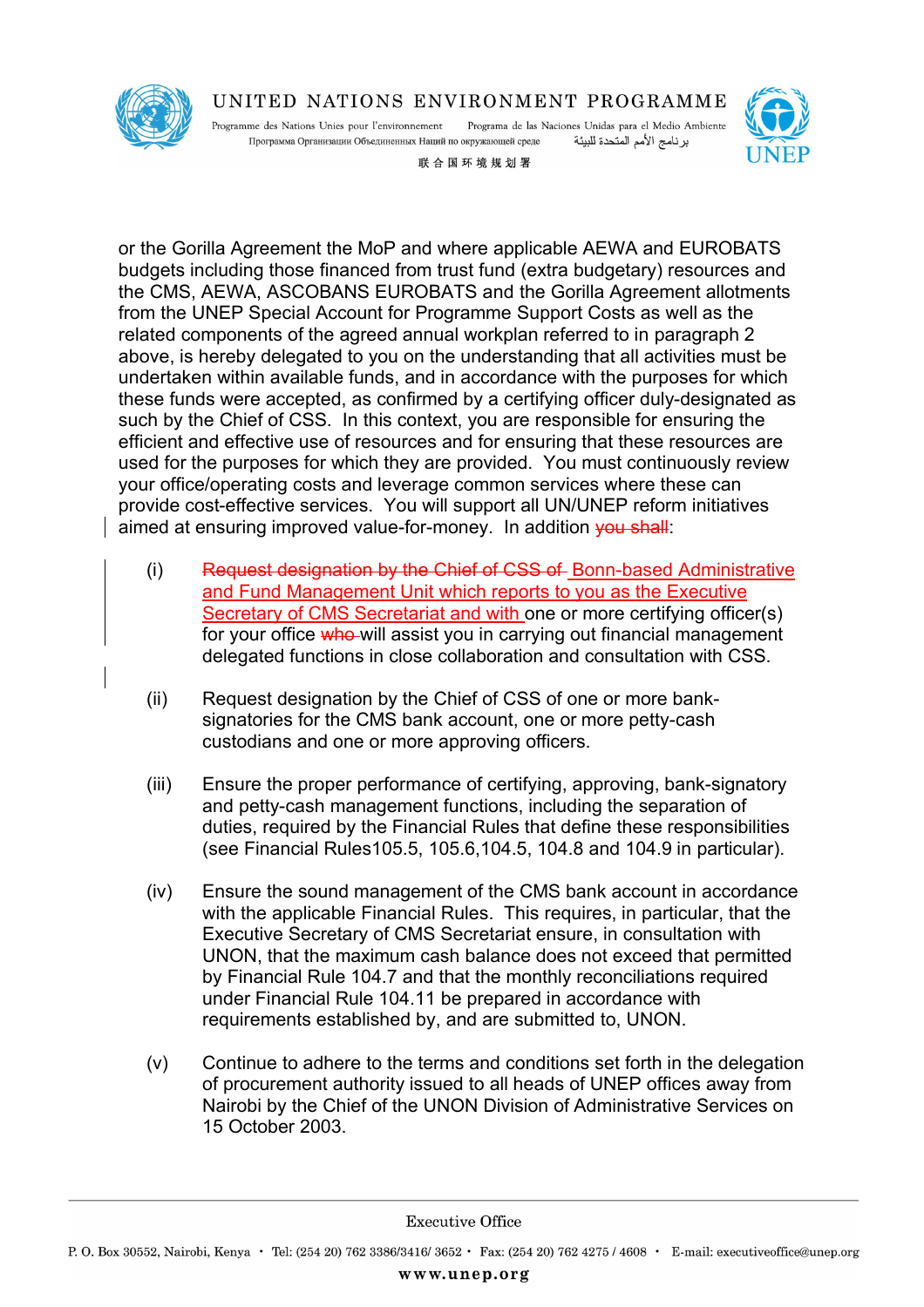or the Gorilla Agreement the MoP and where applicable AEWA and EUROBATS budgets including those financed from trust fund (extra budgetary) resources and the CMS, AEWA, ASCOBANS EUROBATS and the Gorilla Agreement allotments from the UNEP Special Account for Programme Support Costs as well as the related components of the agreed annual workplan referred to in paragraph 2 above, is hereby delegated to you on the understanding that all activities must be undertaken within available funds, and in accordance with the purposes for which these funds were accepted, as confirmed by a certifying officer duly-designated as such by the Chief of CSS. In this context, you are responsible for ensuring the efficient and effective use of resources and for ensuring that these resources are used for the purposes for which they are provided. You must continuously review your office/operating costs and leverage common services where these can provide cost-effective services. You will support all UN/UNEP reform initiatives aimed at ensuring improved value-for-money. In addition ~~you shall~~:

(i) ~~Request designation by the Chief of CSS of~~ Bonn-based Administrative and Fund Management Unit which reports to you as the Executive Secretary of CMS Secretariat and with one or more certifying officer(s) for your office ~~who~~ will assist you in carrying out financial management delegated functions in close collaboration and consultation with CSS.

(ii) Request designation by the Chief of CSS of one or more bank-signatories for the CMS bank account, one or more petty-cash custodians and one or more approving officers.

(iii) Ensure the proper performance of certifying, approving, bank-signatory and petty-cash management functions, including the separation of duties, required by the Financial Rules that define these responsibilities (see Financial Rules105.5, 105.6,104.5, 104.8 and 104.9 in particular).

(iv) Ensure the sound management of the CMS bank account in accordance with the applicable Financial Rules. This requires, in particular, that the Executive Secretary of CMS Secretariat ensure, in consultation with UNON, that the maximum cash balance does not exceed that permitted by Financial Rule 104.7 and that the monthly reconciliations required under Financial Rule 104.11 be prepared in accordance with requirements established by, and are submitted to, UNON.

(v) Continue to adhere to the terms and conditions set forth in the delegation of procurement authority issued to all heads of UNEP offices away from Nairobi by the Chief of the UNON Division of Administrative Services on 15 October 2003.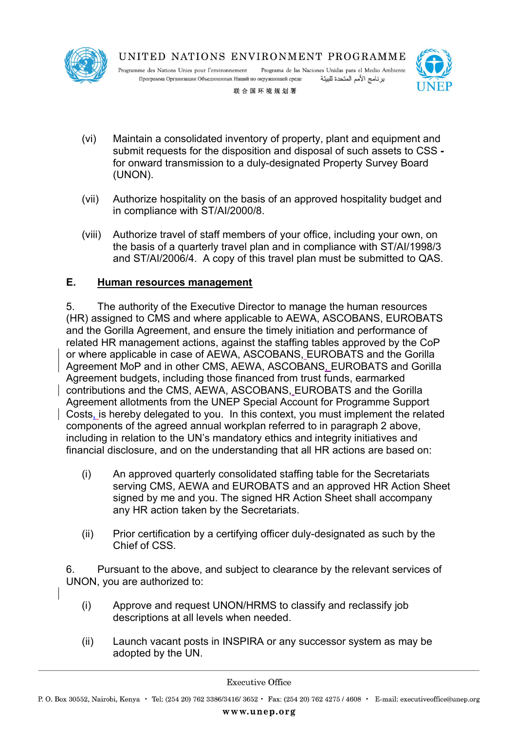(vi) Maintain a consolidated inventory of property, plant and equipment and submit requests for the disposition and disposal of such assets to CSS - for onward transmission to a duly-designated Property Survey Board (UNON).

(vii) Authorize hospitality on the basis of an approved hospitality budget and in compliance with ST/AI/2000/8.

(viii) Authorize travel of staff members of your office, including your own, on the basis of a quarterly travel plan and in compliance with ST/AI/1998/3 and ST/AI/2006/4. A copy of this travel plan must be submitted to QAS.

## E. Human resources management

5. The authority of the Executive Director to manage the human resources (HR) assigned to CMS and where applicable to AEWA, ASCOBANS, EUROBATS and the Gorilla Agreement, and ensure the timely initiation and performance of related HR management actions, against the staffing tables approved by the CoP or where applicable in case of AEWA, ASCOBANS, EUROBATS and the Gorilla Agreement MoP and in other CMS, AEWA, ASCOBANS, EUROBATS and Gorilla Agreement budgets, including those financed from trust funds, earmarked contributions and the CMS, AEWA, ASCOBANS, EUROBATS and the Gorilla Agreement allotments from the UNEP Special Account for Programme Support Costs, is hereby delegated to you. In this context, you must implement the related components of the agreed annual workplan referred to in paragraph 2 above, including in relation to the UN's mandatory ethics and integrity initiatives and financial disclosure, and on the understanding that all HR actions are based on:

(i) An approved quarterly consolidated staffing table for the Secretariats serving CMS, AEWA and EUROBATS and an approved HR Action Sheet signed by me and you. The signed HR Action Sheet shall accompany any HR action taken by the Secretariats.

(ii) Prior certification by a certifying officer duly-designated as such by the Chief of CSS.

6. Pursuant to the above, and subject to clearance by the relevant services of UNON, you are authorized to:

(i) Approve and request UNON/HRMS to classify and reclassify job descriptions at all levels when needed.

(ii) Launch vacant posts in INSPIRA or any successor system as may be adopted by the UN.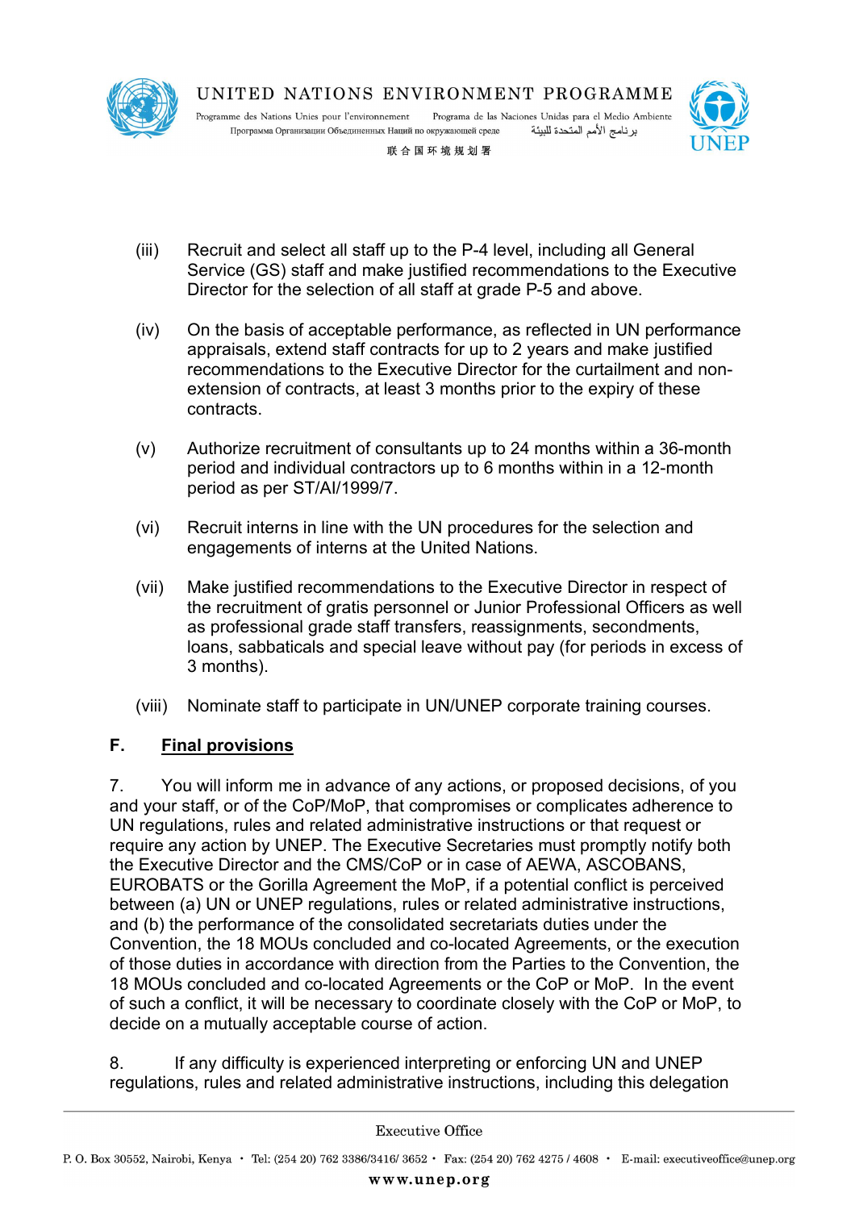(iii) Recruit and select all staff up to the P-4 level, including all General Service (GS) staff and make justified recommendations to the Executive Director for the selection of all staff at grade P-5 and above.

(iv) On the basis of acceptable performance, as reflected in UN performance appraisals, extend staff contracts for up to 2 years and make justified recommendations to the Executive Director for the curtailment and non-extension of contracts, at least 3 months prior to the expiry of these contracts.

(v) Authorize recruitment of consultants up to 24 months within a 36-month period and individual contractors up to 6 months within in a 12-month period as per ST/AI/1999/7.

(vi) Recruit interns in line with the UN procedures for the selection and engagements of interns at the United Nations.

(vii) Make justified recommendations to the Executive Director in respect of the recruitment of gratis personnel or Junior Professional Officers as well as professional grade staff transfers, reassignments, secondments, loans, sabbaticals and special leave without pay (for periods in excess of 3 months).

(viii) Nominate staff to participate in UN/UNEP corporate training courses.

## F. <u>Final provisions</u>

7. You will inform me in advance of any actions, or proposed decisions, of you and your staff, or of the CoP/MoP, that compromises or complicates adherence to UN regulations, rules and related administrative instructions or that request or require any action by UNEP. The Executive Secretaries must promptly notify both the Executive Director and the CMS/CoP or in case of AEWA, ASCOBANS, EUROBATS or the Gorilla Agreement the MoP, if a potential conflict is perceived between (a) UN or UNEP regulations, rules or related administrative instructions, and (b) the performance of the consolidated secretariats duties under the Convention, the 18 MOUs concluded and co-located Agreements, or the execution of those duties in accordance with direction from the Parties to the Convention, the 18 MOUs concluded and co-located Agreements or the CoP or MoP. In the event of such a conflict, it will be necessary to coordinate closely with the CoP or MoP, to decide on a mutually acceptable course of action.

8. If any difficulty is experienced interpreting or enforcing UN and UNEP regulations, rules and related administrative instructions, including this delegation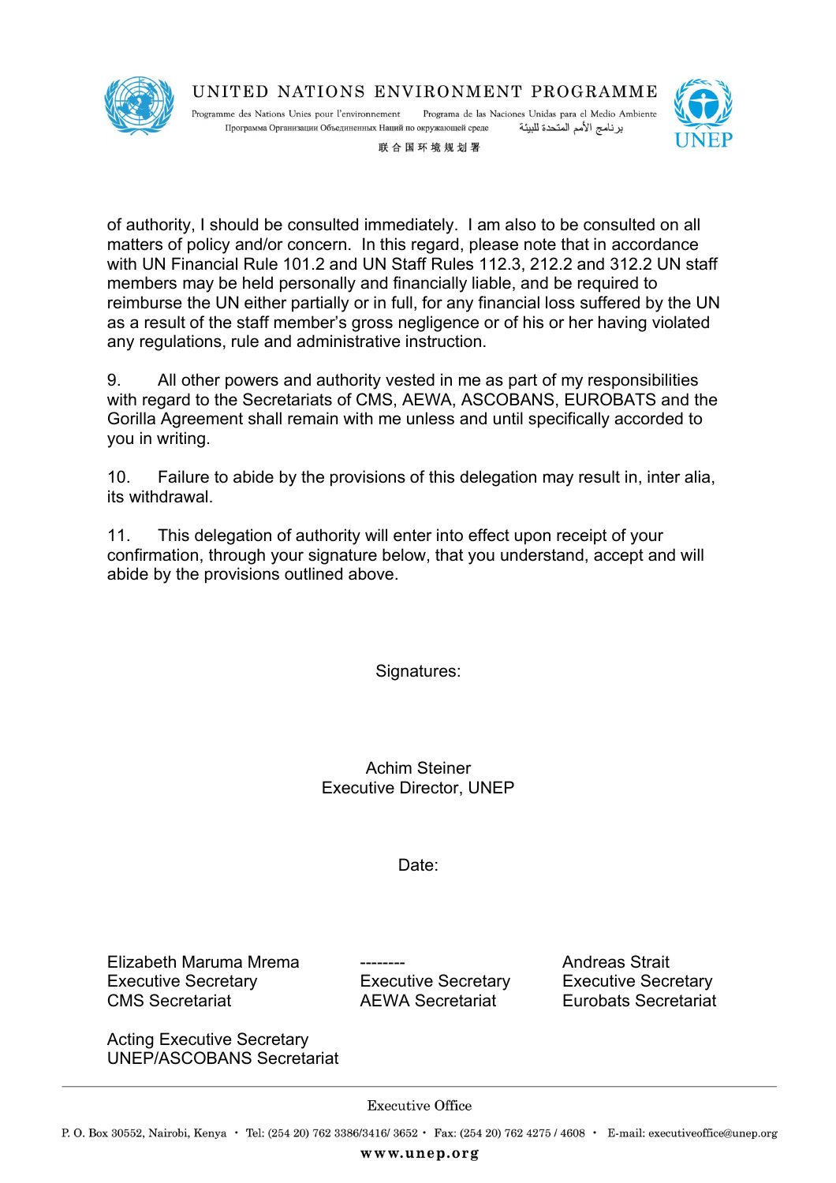of authority, I should be consulted immediately. I am also to be consulted on all matters of policy and/or concern. In this regard, please note that in accordance with UN Financial Rule 101.2 and UN Staff Rules 112.3, 212.2 and 312.2 UN staff members may be held personally and financially liable, and be required to reimburse the UN either partially or in full, for any financial loss suffered by the UN as a result of the staff member's gross negligence or of his or her having violated any regulations, rule and administrative instruction.

9. All other powers and authority vested in me as part of my responsibilities with regard to the Secretariats of CMS, AEWA, ASCOBANS, EUROBATS and the Gorilla Agreement shall remain with me unless and until specifically accorded to you in writing.

10. Failure to abide by the provisions of this delegation may result in, inter alia, its withdrawal.

11. This delegation of authority will enter into effect upon receipt of your confirmation, through your signature below, that you understand, accept and will abide by the provisions outlined above.

Signatures:

Achim Steiner
Executive Director, UNEP

Date:

Elizabeth Maruma Mrema
Executive Secretary
CMS Secretariat

--------
Executive Secretary
AEWA Secretariat

Andreas Strait
Executive Secretary
Eurobats Secretariat

Acting Executive Secretary
UNEP/ASCOBANS Secretariat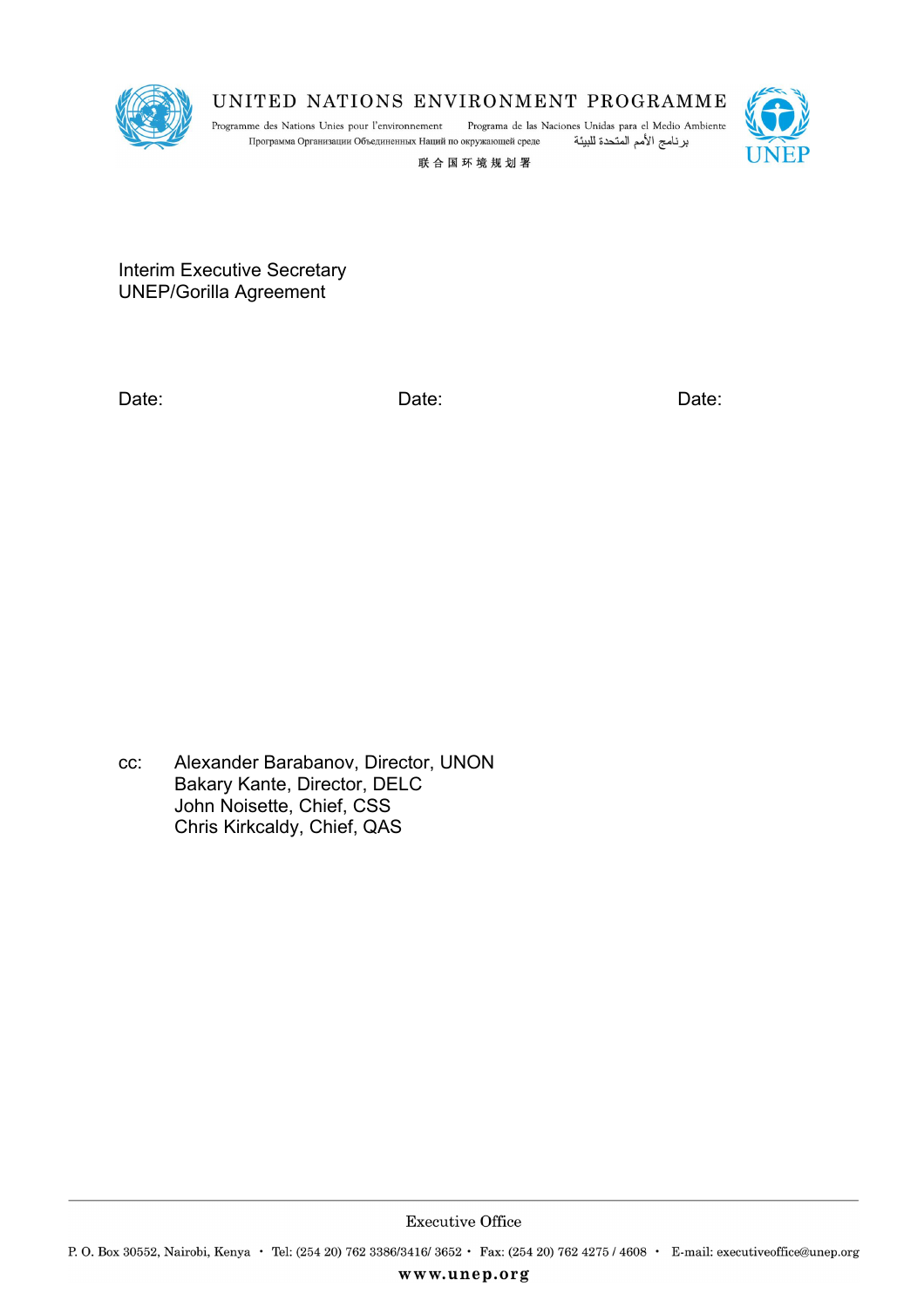UNITED NATIONS ENVIRONMENT PROGRAMME

Programme des Nations Unies pour l'environnement     Programa de las Naciones Unidas para el Medio Ambiente

Программа Организации Объединенных Наций по окружающей среде     برنامج الأمم المتحدة للبيئة

联合国环境规划署

UNEP

Interim Executive Secretary
UNEP/Gorilla Agreement

Date:     Date:     Date:

cc: Alexander Barabanov, Director, UNON
Bakary Kante, Director, DELC
John Noisette, Chief, CSS
Chris Kirkcaldy, Chief, QAS

Executive Office

P. O. Box 30552, Nairobi, Kenya • Tel: (254 20) 762 3386/3416/ 3652 • Fax: (254 20) 762 4275 / 4608 • E-mail: executiveoffice@unep.org

www.unep.org